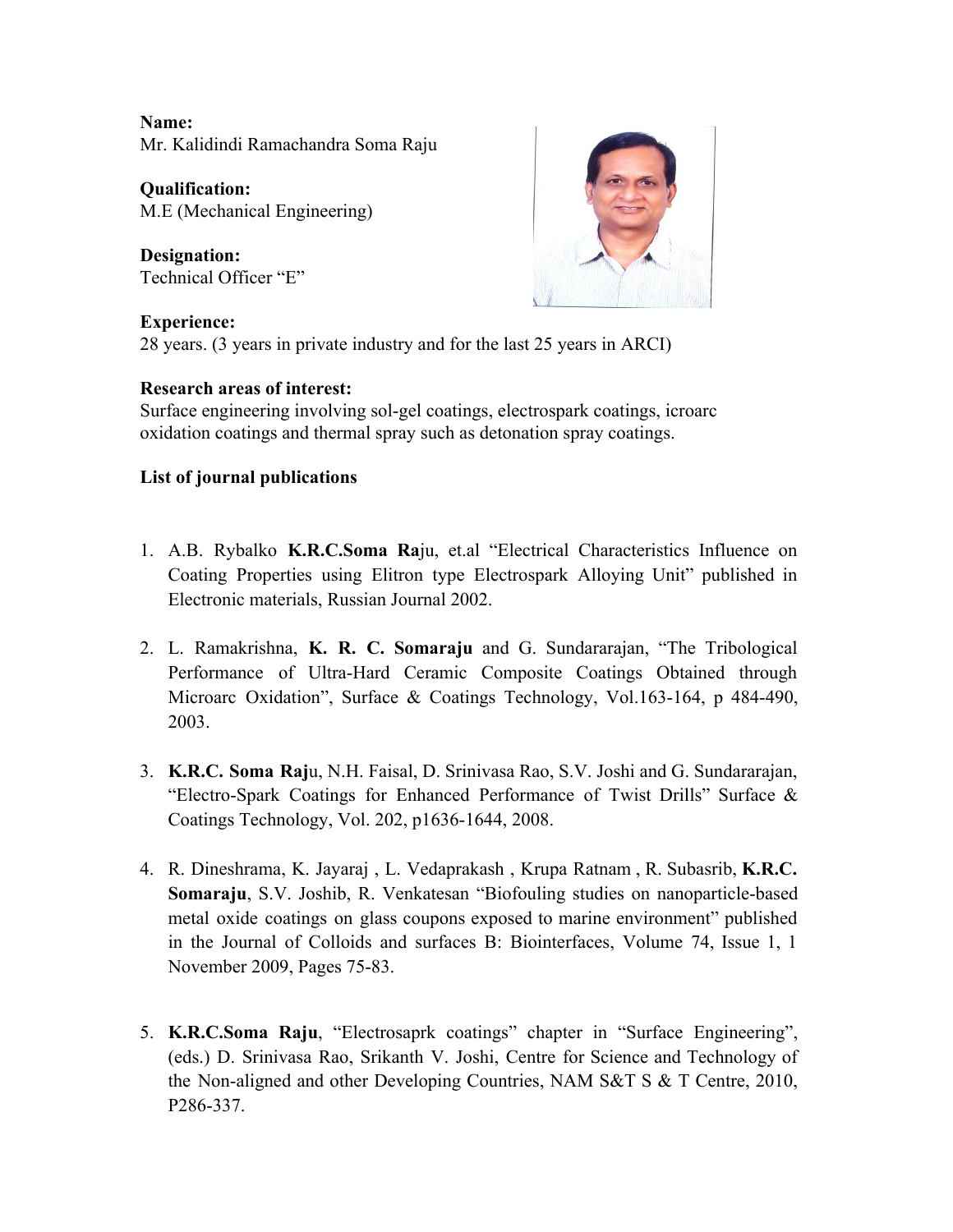**Name:**
Mr. Kalidindi Ramachandra Soma Raju

**Qualification:**
M.E (Mechanical Engineering)

**Designation:**
Technical Officer "E"

**Experience:**
28 years. (3 years in private industry and for the last 25 years in ARCI)

**Research areas of interest:**
Surface engineering involving sol-gel coatings, electrospark coatings, icroarc oxidation coatings and thermal spray such as detonation spray coatings.

**List of journal publications**

1. A.B. Rybalko **K.R.C.Soma Ra**ju, et.al "Electrical Characteristics Influence on Coating Properties using Elitron type Electrospark Alloying Unit" published in Electronic materials, Russian Journal 2002.

2. L. Ramakrishna, **K. R. C. Somaraju** and G. Sundararajan, "The Tribological Performance of Ultra-Hard Ceramic Composite Coatings Obtained through Microarc Oxidation", Surface & Coatings Technology, Vol.163-164, p 484-490, 2003.

3. **K.R.C. Soma Raj**u, N.H. Faisal, D. Srinivasa Rao, S.V. Joshi and G. Sundararajan, "Electro-Spark Coatings for Enhanced Performance of Twist Drills" Surface & Coatings Technology, Vol. 202, p1636-1644, 2008.

4. R. Dineshrama, K. Jayaraj , L. Vedaprakash , Krupa Ratnam , R. Subasrib, **K.R.C. Somaraju**, S.V. Joshib, R. Venkatesan "Biofouling studies on nanoparticle-based metal oxide coatings on glass coupons exposed to marine environment" published in the Journal of Colloids and surfaces B: Biointerfaces, Volume 74, Issue 1, 1 November 2009, Pages 75-83.

5. **K.R.C.Soma Raju**, "Electrosaprk coatings" chapter in "Surface Engineering", (eds.) D. Srinivasa Rao, Srikanth V. Joshi, Centre for Science and Technology of the Non-aligned and other Developing Countries, NAM S&T S & T Centre, 2010, P286-337.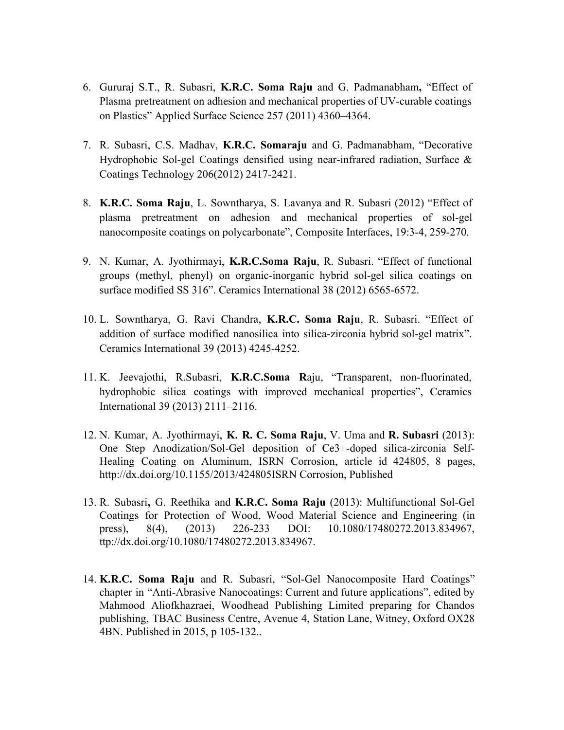6. Gururaj S.T., R. Subasri, **K.R.C. Soma Raju** and G. Padmanabham**,** "Effect of Plasma pretreatment on adhesion and mechanical properties of UV-curable coatings on Plastics" Applied Surface Science 257 (2011) 4360–4364.

7. R. Subasri, C.S. Madhav, **K.R.C. Somaraju** and G. Padmanabham, "Decorative Hydrophobic Sol-gel Coatings densified using near-infrared radiation, Surface & Coatings Technology 206(2012) 2417-2421.

8. **K.R.C. Soma Raju**, L. Sowntharya, S. Lavanya and R. Subasri (2012) "Effect of plasma pretreatment on adhesion and mechanical properties of sol-gel nanocomposite coatings on polycarbonate", Composite Interfaces, 19:3-4, 259-270.

9. N. Kumar, A. Jyothirmayi, **K.R.C.Soma Raju**, R. Subasri. "Effect of functional groups (methyl, phenyl) on organic-inorganic hybrid sol-gel silica coatings on surface modified SS 316". Ceramics International 38 (2012) 6565-6572.

10. L. Sowntharya, G. Ravi Chandra, **K.R.C. Soma Raju**, R. Subasri. "Effect of addition of surface modified nanosilica into silica-zirconia hybrid sol-gel matrix". Ceramics International 39 (2013) 4245-4252.

11. K. Jeevajothi, R.Subasri, **K.R.C.Soma R**aju, "Transparent, non-fluorinated, hydrophobic silica coatings with improved mechanical properties", Ceramics International 39 (2013) 2111–2116.

12. N. Kumar, A. Jyothirmayi, **K. R. C. Soma Raju**, V. Uma and **R. Subasri** (2013): One Step Anodization/Sol-Gel deposition of Ce3+-doped silica-zirconia Self-Healing Coating on Aluminum, ISRN Corrosion, article id 424805, 8 pages, http://dx.doi.org/10.1155/2013/424805ISRN Corrosion, Published

13. R. Subasri**,** G. Reethika and **K.R.C. Soma Raju** (2013): Multifunctional Sol-Gel Coatings for Protection of Wood, Wood Material Science and Engineering (in press), 8(4), (2013) 226-233 DOI: 10.1080/17480272.2013.834967, ttp://dx.doi.org/10.1080/17480272.2013.834967.

14. **K.R.C. Soma Raju** and R. Subasri, "Sol-Gel Nanocomposite Hard Coatings" chapter in "Anti-Abrasive Nanocoatings: Current and future applications", edited by Mahmood Aliofkhazraei, Woodhead Publishing Limited preparing for Chandos publishing, TBAC Business Centre, Avenue 4, Station Lane, Witney, Oxford OX28 4BN. Published in 2015, p 105-132..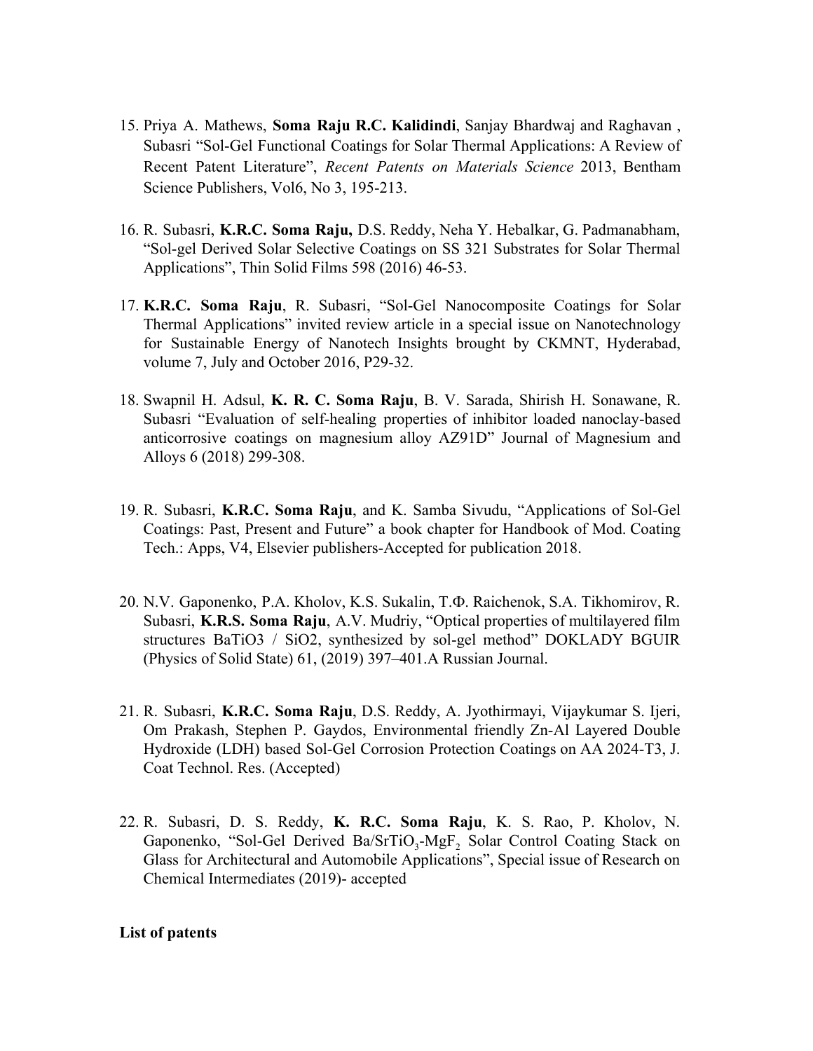15. Priya A. Mathews, **Soma Raju R.C. Kalidindi**, Sanjay Bhardwaj and Raghavan , Subasri "Sol-Gel Functional Coatings for Solar Thermal Applications: A Review of Recent Patent Literature", *Recent Patents on Materials Science* 2013, Bentham Science Publishers, Vol6, No 3, 195-213.

16. R. Subasri, **K.R.C. Soma Raju,** D.S. Reddy, Neha Y. Hebalkar, G. Padmanabham, "Sol-gel Derived Solar Selective Coatings on SS 321 Substrates for Solar Thermal Applications", Thin Solid Films 598 (2016) 46-53.

17. **K.R.C. Soma Raju**, R. Subasri, "Sol-Gel Nanocomposite Coatings for Solar Thermal Applications" invited review article in a special issue on Nanotechnology for Sustainable Energy of Nanotech Insights brought by CKMNT, Hyderabad, volume 7, July and October 2016, P29-32.

18. Swapnil H. Adsul, **K. R. C. Soma Raju**, B. V. Sarada, Shirish H. Sonawane, R. Subasri "Evaluation of self-healing properties of inhibitor loaded nanoclay-based anticorrosive coatings on magnesium alloy AZ91D" Journal of Magnesium and Alloys 6 (2018) 299-308.

19. R. Subasri, **K.R.C. Soma Raju**, and K. Samba Sivudu, "Applications of Sol-Gel Coatings: Past, Present and Future" a book chapter for Handbook of Mod. Coating Tech.: Apps, V4, Elsevier publishers-Accepted for publication 2018.

20. N.V. Gaponenko, P.A. Kholov, K.S. Sukalin, T.Ф. Raichenok, S.A. Tikhomirov, R. Subasri, **K.R.S. Soma Raju**, A.V. Mudriy, "Optical properties of multilayered film structures BaTiO3 / SiO2, synthesized by sol-gel method" DOKLADY BGUIR (Physics of Solid State) 61, (2019) 397–401.A Russian Journal.

21. R. Subasri, **K.R.C. Soma Raju**, D.S. Reddy, A. Jyothirmayi, Vijaykumar S. Ijeri, Om Prakash, Stephen P. Gaydos, Environmental friendly Zn-Al Layered Double Hydroxide (LDH) based Sol-Gel Corrosion Protection Coatings on AA 2024-T3, J. Coat Technol. Res. (Accepted)

22. R. Subasri, D. S. Reddy, **K. R.C. Soma Raju**, K. S. Rao, P. Kholov, N. Gaponenko, "Sol-Gel Derived Ba/$SrTiO_3$-$MgF_2$ Solar Control Coating Stack on Glass for Architectural and Automobile Applications", Special issue of Research on Chemical Intermediates (2019)- accepted

**List of patents**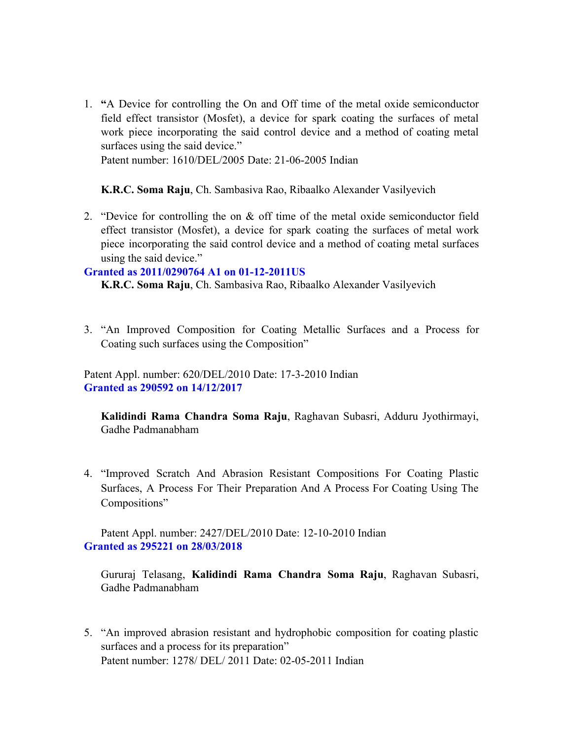1. **"**A Device for controlling the On and Off time of the metal oxide semiconductor field effect transistor (Mosfet), a device for spark coating the surfaces of metal work piece incorporating the said control device and a method of coating metal surfaces using the said device."

   Patent number: 1610/DEL/2005 Date: 21-06-2005 Indian

   **K.R.C. Soma Raju**, Ch. Sambasiva Rao, Ribaalko Alexander Vasilyevich

2. "Device for controlling the on & off time of the metal oxide semiconductor field effect transistor (Mosfet), a device for spark coating the surfaces of metal work piece incorporating the said control device and a method of coating metal surfaces using the said device."

**Granted as 2011/0290764 A1 on 01-12-2011US**

   **K.R.C. Soma Raju**, Ch. Sambasiva Rao, Ribaalko Alexander Vasilyevich

3. "An Improved Composition for Coating Metallic Surfaces and a Process for Coating such surfaces using the Composition"

Patent Appl. number: 620/DEL/2010 Date: 17-3-2010 Indian

**Granted as 290592 on 14/12/2017**

   **Kalidindi Rama Chandra Soma Raju**, Raghavan Subasri, Adduru Jyothirmayi, Gadhe Padmanabham

4. "Improved Scratch And Abrasion Resistant Compositions For Coating Plastic Surfaces, A Process For Their Preparation And A Process For Coating Using The Compositions"

   Patent Appl. number: 2427/DEL/2010 Date: 12-10-2010 Indian

**Granted as 295221 on 28/03/2018**

   Gururaj Telasang, **Kalidindi Rama Chandra Soma Raju**, Raghavan Subasri, Gadhe Padmanabham

5. "An improved abrasion resistant and hydrophobic composition for coating plastic surfaces and a process for its preparation"

   Patent number: 1278/ DEL/ 2011 Date: 02-05-2011 Indian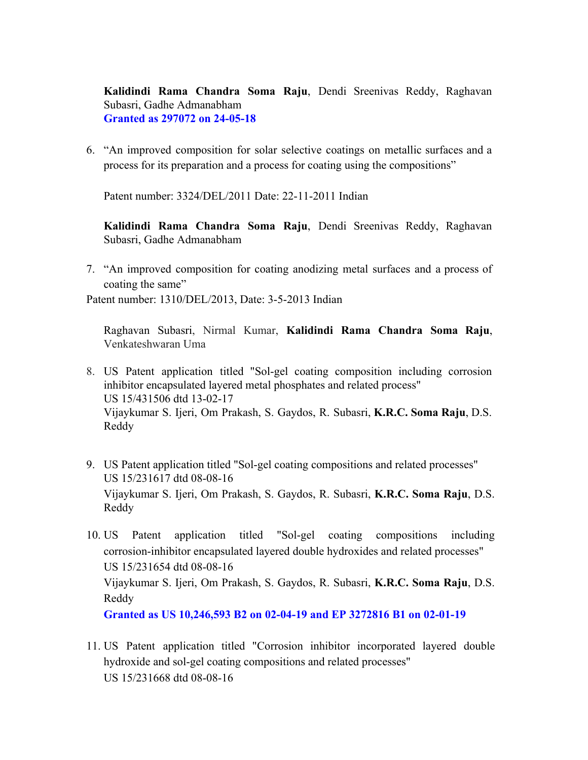**Kalidindi Rama Chandra Soma Raju**, Dendi Sreenivas Reddy, Raghavan Subasri, Gadhe Admanabham
**Granted as 297072 on 24-05-18**

6. "An improved composition for solar selective coatings on metallic surfaces and a process for its preparation and a process for coating using the compositions"

   Patent number: 3324/DEL/2011 Date: 22-11-2011 Indian

   **Kalidindi Rama Chandra Soma Raju**, Dendi Sreenivas Reddy, Raghavan Subasri, Gadhe Admanabham

7. "An improved composition for coating anodizing metal surfaces and a process of coating the same"

Patent number: 1310/DEL/2013, Date: 3-5-2013 Indian

   Raghavan Subasri, Nirmal Kumar, **Kalidindi Rama Chandra Soma Raju**, Venkateshwaran Uma

8. US Patent application titled "Sol-gel coating composition including corrosion inhibitor encapsulated layered metal phosphates and related process"
   US 15/431506 dtd 13-02-17
   Vijaykumar S. Ijeri, Om Prakash, S. Gaydos, R. Subasri, **K.R.C. Soma Raju**, D.S. Reddy

9. US Patent application titled "Sol-gel coating compositions and related processes"
   US 15/231617 dtd 08-08-16
   Vijaykumar S. Ijeri, Om Prakash, S. Gaydos, R. Subasri, **K.R.C. Soma Raju**, D.S. Reddy

10. US Patent application titled "Sol-gel coating compositions including corrosion-inhibitor encapsulated layered double hydroxides and related processes"
    US 15/231654 dtd 08-08-16
    Vijaykumar S. Ijeri, Om Prakash, S. Gaydos, R. Subasri, **K.R.C. Soma Raju**, D.S. Reddy
    **Granted as US 10,246,593 B2 on 02-04-19 and EP 3272816 B1 on 02-01-19**

11. US Patent application titled "Corrosion inhibitor incorporated layered double hydroxide and sol-gel coating compositions and related processes"
    US 15/231668 dtd 08-08-16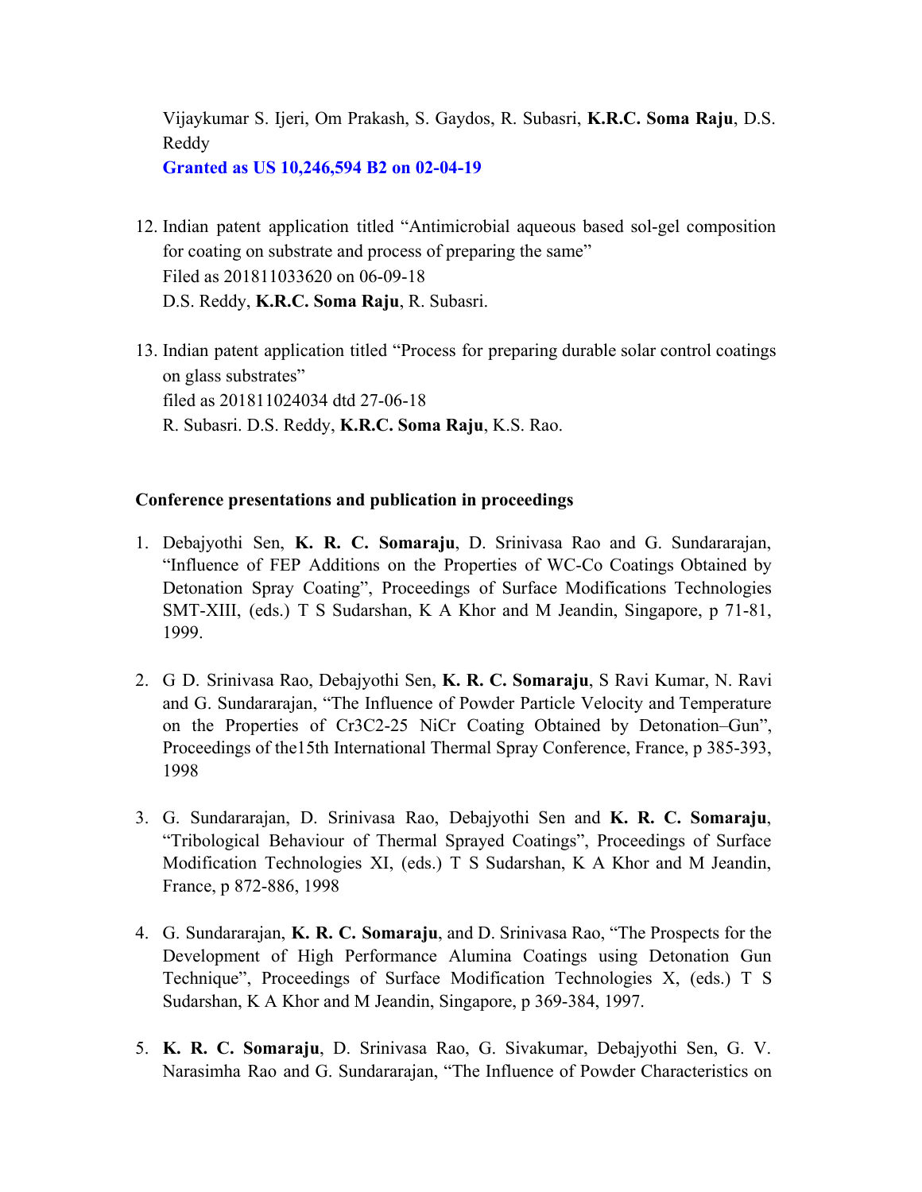Vijaykumar S. Ijeri, Om Prakash, S. Gaydos, R. Subasri, **K.R.C. Soma Raju**, D.S. Reddy
**Granted as US 10,246,594 B2 on 02-04-19**

12. Indian patent application titled "Antimicrobial aqueous based sol-gel composition for coating on substrate and process of preparing the same"
    Filed as 201811033620 on 06-09-18
    D.S. Reddy, **K.R.C. Soma Raju**, R. Subasri.

13. Indian patent application titled "Process for preparing durable solar control coatings on glass substrates"
    filed as 201811024034 dtd 27-06-18
    R. Subasri. D.S. Reddy, **K.R.C. Soma Raju**, K.S. Rao.

**Conference presentations and publication in proceedings**

1. Debajyothi Sen, **K. R. C. Somaraju**, D. Srinivasa Rao and G. Sundararajan, "Influence of FEP Additions on the Properties of WC-Co Coatings Obtained by Detonation Spray Coating", Proceedings of Surface Modifications Technologies SMT-XIII, (eds.) T S Sudarshan, K A Khor and M Jeandin, Singapore, p 71-81, 1999.

2. G D. Srinivasa Rao, Debajyothi Sen, **K. R. C. Somaraju**, S Ravi Kumar, N. Ravi and G. Sundararajan, "The Influence of Powder Particle Velocity and Temperature on the Properties of Cr3C2-25 NiCr Coating Obtained by Detonation–Gun", Proceedings of the15th International Thermal Spray Conference, France, p 385-393, 1998

3. G. Sundararajan, D. Srinivasa Rao, Debajyothi Sen and **K. R. C. Somaraju**, "Tribological Behaviour of Thermal Sprayed Coatings", Proceedings of Surface Modification Technologies XI, (eds.) T S Sudarshan, K A Khor and M Jeandin, France, p 872-886, 1998

4. G. Sundararajan, **K. R. C. Somaraju**, and D. Srinivasa Rao, "The Prospects for the Development of High Performance Alumina Coatings using Detonation Gun Technique", Proceedings of Surface Modification Technologies X, (eds.) T S Sudarshan, K A Khor and M Jeandin, Singapore, p 369-384, 1997.

5. **K. R. C. Somaraju**, D. Srinivasa Rao, G. Sivakumar, Debajyothi Sen, G. V. Narasimha Rao and G. Sundararajan, "The Influence of Powder Characteristics on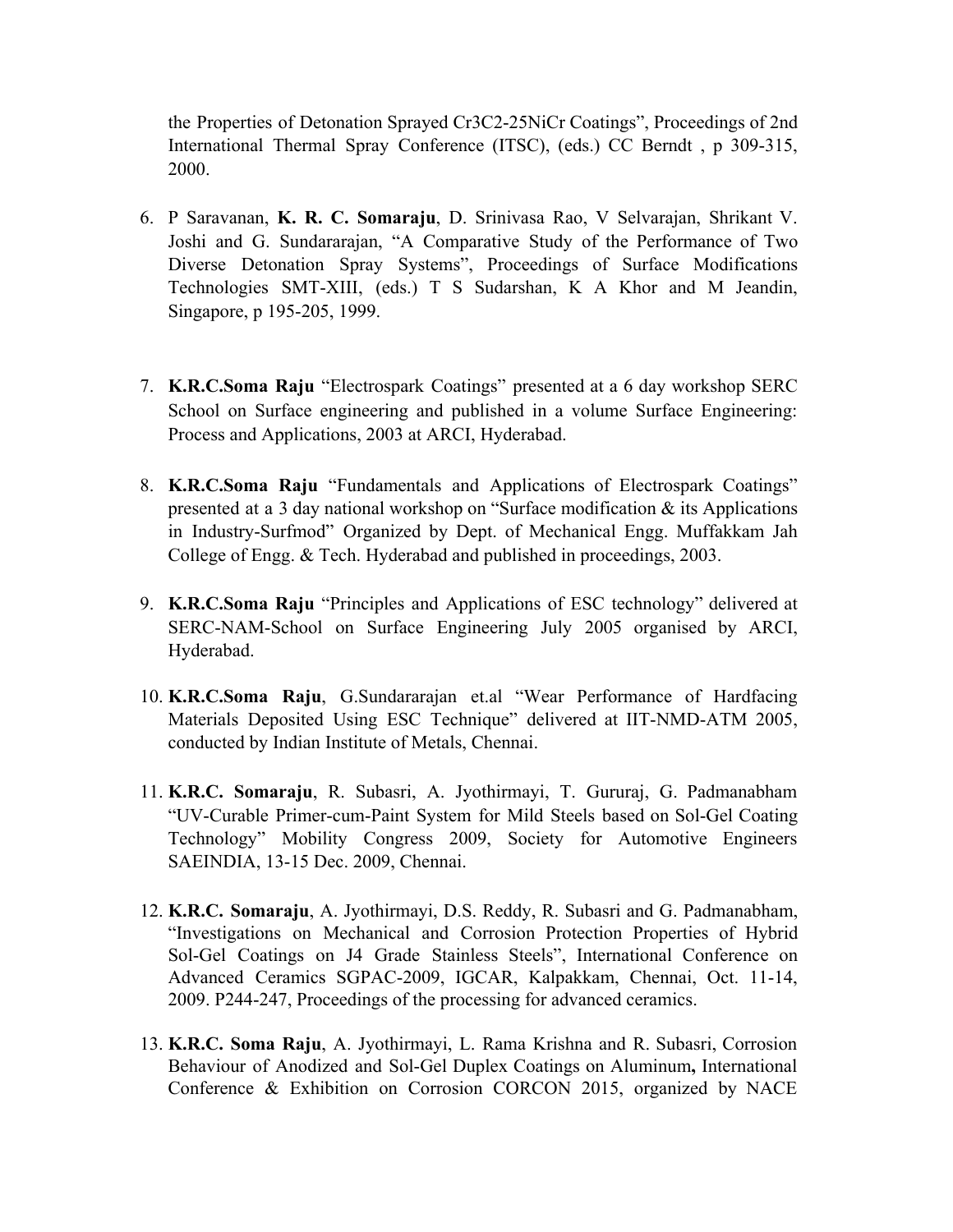the Properties of Detonation Sprayed $Cr_3C_2$-25NiCr Coatings", Proceedings of 2nd International Thermal Spray Conference (ITSC), (eds.) CC Berndt , p 309-315, 2000.

6. P Saravanan, **K. R. C. Somaraju**, D. Srinivasa Rao, V Selvarajan, Shrikant V. Joshi and G. Sundararajan, "A Comparative Study of the Performance of Two Diverse Detonation Spray Systems", Proceedings of Surface Modifications Technologies SMT-XIII, (eds.) T S Sudarshan, K A Khor and M Jeandin, Singapore, p 195-205, 1999.

7. **K.R.C.Soma Raju** "Electrospark Coatings" presented at a 6 day workshop SERC School on Surface engineering and published in a volume Surface Engineering: Process and Applications, 2003 at ARCI, Hyderabad.

8. **K.R.C.Soma Raju** "Fundamentals and Applications of Electrospark Coatings" presented at a 3 day national workshop on "Surface modification & its Applications in Industry-Surfmod" Organized by Dept. of Mechanical Engg. Muffakkam Jah College of Engg. & Tech. Hyderabad and published in proceedings, 2003.

9. **K.R.C.Soma Raju** "Principles and Applications of ESC technology" delivered at SERC-NAM-School on Surface Engineering July 2005 organised by ARCI, Hyderabad.

10. **K.R.C.Soma Raju**, G.Sundararajan et.al "Wear Performance of Hardfacing Materials Deposited Using ESC Technique" delivered at IIT-NMD-ATM 2005, conducted by Indian Institute of Metals, Chennai.

11. **K.R.C. Somaraju**, R. Subasri, A. Jyothirmayi, T. Gururaj, G. Padmanabham "UV-Curable Primer-cum-Paint System for Mild Steels based on Sol-Gel Coating Technology" Mobility Congress 2009, Society for Automotive Engineers SAEINDIA, 13-15 Dec. 2009, Chennai.

12. **K.R.C. Somaraju**, A. Jyothirmayi, D.S. Reddy, R. Subasri and G. Padmanabham, "Investigations on Mechanical and Corrosion Protection Properties of Hybrid Sol-Gel Coatings on J4 Grade Stainless Steels", International Conference on Advanced Ceramics SGPAC-2009, IGCAR, Kalpakkam, Chennai, Oct. 11-14, 2009. P244-247, Proceedings of the processing for advanced ceramics.

13. **K.R.C. Soma Raju**, A. Jyothirmayi, L. Rama Krishna and R. Subasri, Corrosion Behaviour of Anodized and Sol-Gel Duplex Coatings on Aluminum**,** International Conference & Exhibition on Corrosion CORCON 2015, organized by NACE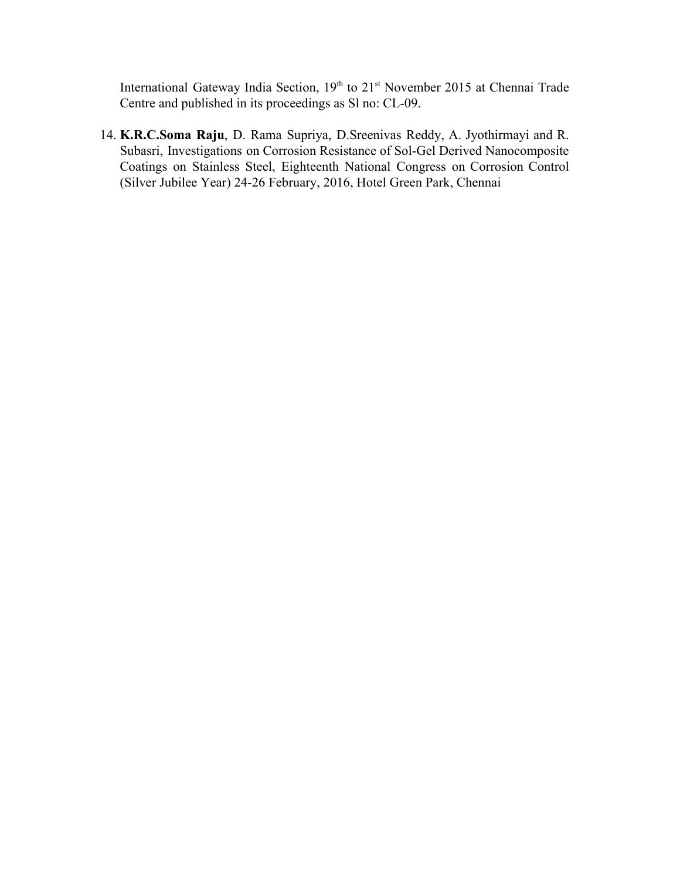International Gateway India Section, 19th to 21st November 2015 at Chennai Trade Centre and published in its proceedings as Sl no: CL-09.

14. **K.R.C.Soma Raju**, D. Rama Supriya, D.Sreenivas Reddy, A. Jyothirmayi and R. Subasri, Investigations on Corrosion Resistance of Sol-Gel Derived Nanocomposite Coatings on Stainless Steel, Eighteenth National Congress on Corrosion Control (Silver Jubilee Year) 24-26 February, 2016, Hotel Green Park, Chennai